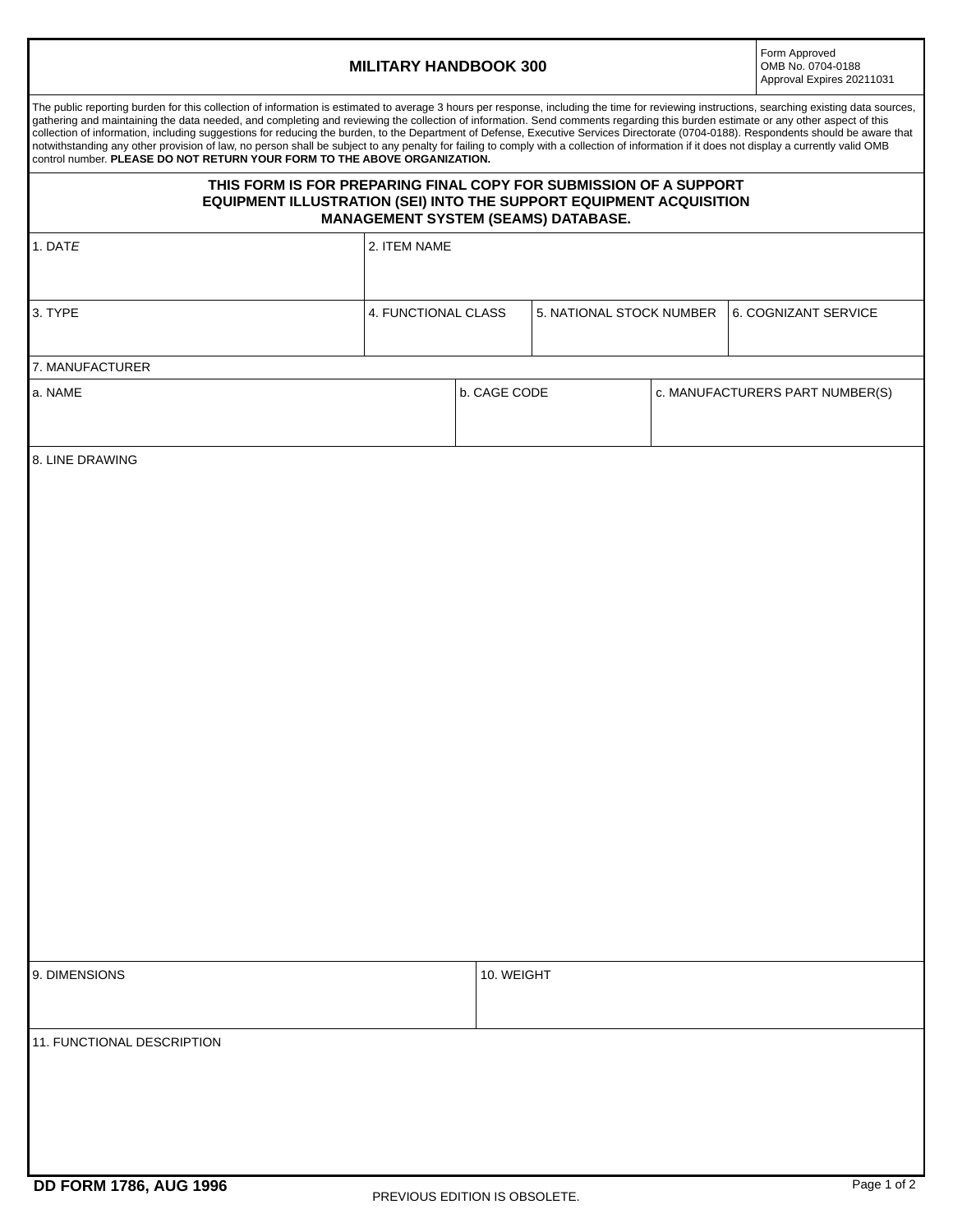# MILITARY HANDBOOK 300

Form Approved
OMB No. 0704-0188
Approval Expires 20211031

The public reporting burden for this collection of information is estimated to average 3 hours per response, including the time for reviewing instructions, searching existing data sources, gathering and maintaining the data needed, and completing and reviewing the collection of information. Send comments regarding this burden estimate or any other aspect of this collection of information, including suggestions for reducing the burden, to the Department of Defense, Executive Services Directorate (0704-0188). Respondents should be aware that notwithstanding any other provision of law, no person shall be subject to any penalty for failing to comply with a collection of information if it does not display a currently valid OMB control number. **PLEASE DO NOT RETURN YOUR FORM TO THE ABOVE ORGANIZATION.**

**THIS FORM IS FOR PREPARING FINAL COPY FOR SUBMISSION OF A SUPPORT EQUIPMENT ILLUSTRATION (SEI) INTO THE SUPPORT EQUIPMENT ACQUISITION MANAGEMENT SYSTEM (SEAMS) DATABASE.**

| 1. DATE | 2. ITEM NAME | | |
|---|---|---|---|
| 3. TYPE | 4. FUNCTIONAL CLASS | 5. NATIONAL STOCK NUMBER | 6. COGNIZANT SERVICE |

7. MANUFACTURER

| a. NAME | b. CAGE CODE | c. MANUFACTURERS PART NUMBER(S) |
|---|---|---|

8. LINE DRAWING

| 9. DIMENSIONS | 10. WEIGHT |
|---|---|

11. FUNCTIONAL DESCRIPTION

DD FORM 1786, AUG 1996

PREVIOUS EDITION IS OBSOLETE.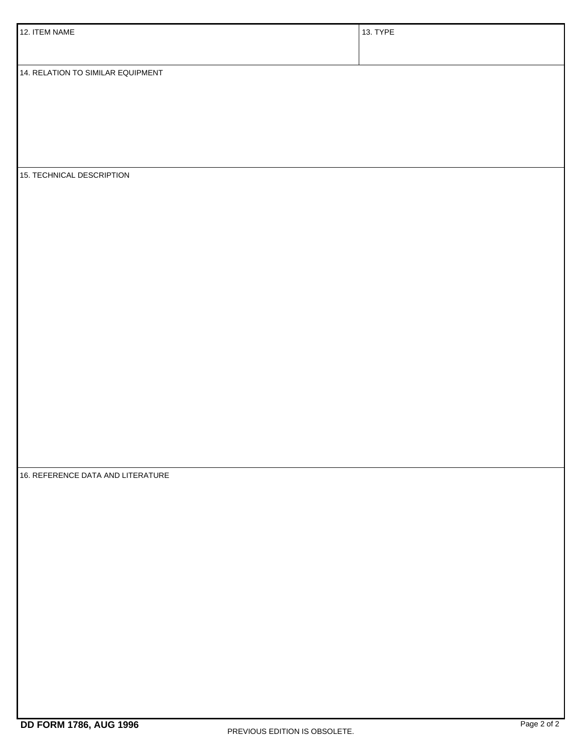| 12. ITEM NAME | 13. TYPE |
| --- | --- |
| | |

14. RELATION TO SIMILAR EQUIPMENT

15. TECHNICAL DESCRIPTION

16. REFERENCE DATA AND LITERATURE

**DD FORM 1786, AUG 1996**

PREVIOUS EDITION IS OBSOLETE.